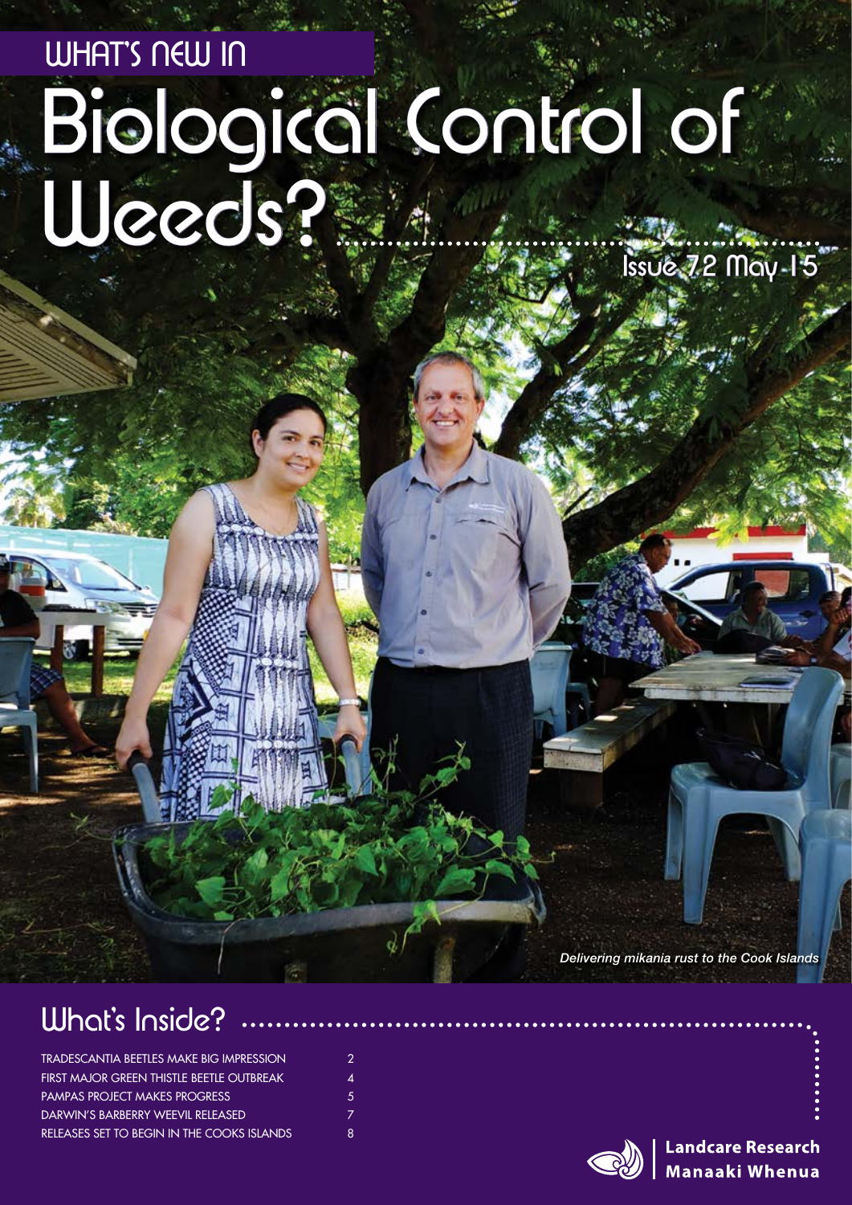# WHAT'S NEW IN Biological Control of Weeds?

Issue 72 May 15

*Delivering mikania rust to the Cook Islands*

## What's Inside?

| | |
|---|---|
| TRADESCANTIA BEETLES MAKE BIG IMPRESSION | 2 |
| FIRST MAJOR GREEN THISTLE BEETLE OUTBREAK | 4 |
| PAMPAS PROJECT MAKES PROGRESS | 5 |
| DARWIN'S BARBERRY WEEVIL RELEASED | 7 |
| RELEASES SET TO BEGIN IN THE COOKS ISLANDS | 8 |

Landcare Research
Manaaki Whenua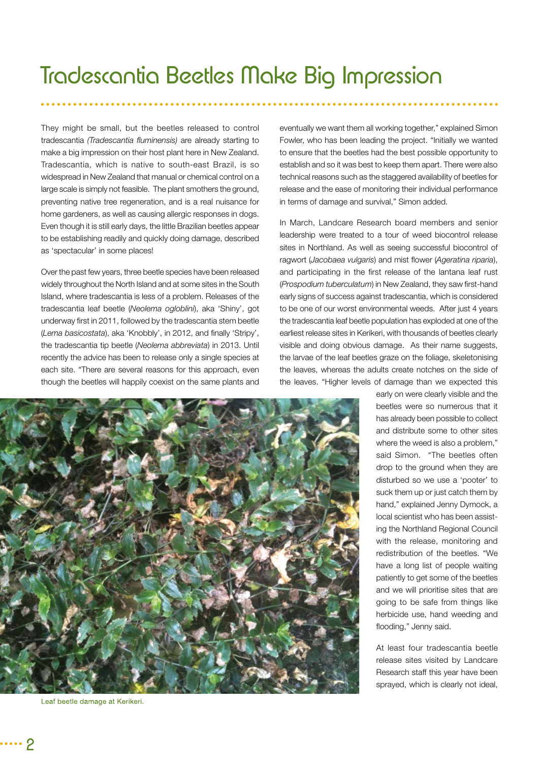# Tradescantia Beetles Make Big Impression

They might be small, but the beetles released to control tradescantia *(Tradescantia fluminensis)* are already starting to make a big impression on their host plant here in New Zealand. Tradescantia, which is native to south-east Brazil, is so widespread in New Zealand that manual or chemical control on a large scale is simply not feasible. The plant smothers the ground, preventing native tree regeneration, and is a real nuisance for home gardeners, as well as causing allergic responses in dogs. Even though it is still early days, the little Brazilian beetles appear to be establishing readily and quickly doing damage, described as 'spectacular' in some places!

Over the past few years, three beetle species have been released widely throughout the North Island and at some sites in the South Island, where tradescantia is less of a problem. Releases of the tradescantia leaf beetle (*Neolema ogloblini*), aka 'Shiny', got underway first in 2011, followed by the tradescantia stem beetle (*Lema basicostata*), aka 'Knobbly', in 2012, and finally 'Stripy', the tradescantia tip beetle (*Neolema abbreviata*) in 2013. Until recently the advice has been to release only a single species at each site. "There are several reasons for this approach, even though the beetles will happily coexist on the same plants and eventually we want them all working together," explained Simon Fowler, who has been leading the project. "Initially we wanted to ensure that the beetles had the best possible opportunity to establish and so it was best to keep them apart. There were also technical reasons such as the staggered availability of beetles for release and the ease of monitoring their individual performance in terms of damage and survival," Simon added.

In March, Landcare Research board members and senior leadership were treated to a tour of weed biocontrol release sites in Northland. As well as seeing successful biocontrol of ragwort (*Jacobaea vulgaris*) and mist flower (*Ageratina riparia*), and participating in the first release of the lantana leaf rust (*Prospodium tuberculatum*) in New Zealand, they saw first-hand early signs of success against tradescantia, which is considered to be one of our worst environmental weeds. After just 4 years the tradescantia leaf beetle population has exploded at one of the earliest release sites in Kerikeri, with thousands of beetles clearly visible and doing obvious damage. As their name suggests, the larvae of the leaf beetles graze on the foliage, skeletonising the leaves, whereas the adults create notches on the side of the leaves. "Higher levels of damage than we expected this early on were clearly visible and the beetles were so numerous that it has already been possible to collect and distribute some to other sites where the weed is also a problem," said Simon. "The beetles often drop to the ground when they are disturbed so we use a 'pooter' to suck them up or just catch them by hand," explained Jenny Dymock, a local scientist who has been assisting the Northland Regional Council with the release, monitoring and redistribution of the beetles. "We have a long list of people waiting patiently to get some of the beetles and we will prioritise sites that are going to be safe from things like herbicide use, hand weeding and flooding," Jenny said.

Leaf beetle damage at Kerikeri.

At least four tradescantia beetle release sites visited by Landcare Research staff this year have been sprayed, which is clearly not ideal,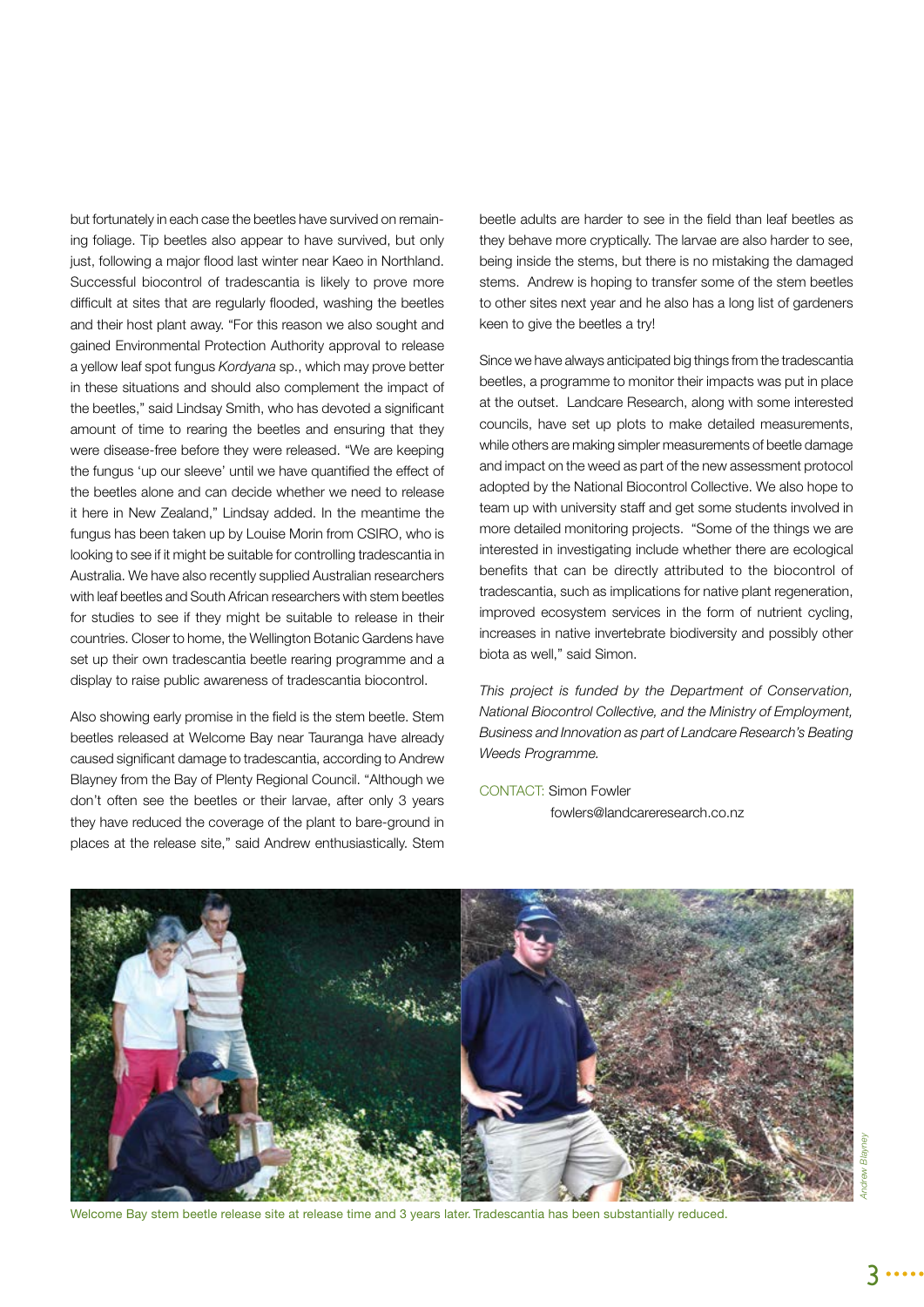but fortunately in each case the beetles have survived on remaining foliage. Tip beetles also appear to have survived, but only just, following a major flood last winter near Kaeo in Northland. Successful biocontrol of tradescantia is likely to prove more difficult at sites that are regularly flooded, washing the beetles and their host plant away. "For this reason we also sought and gained Environmental Protection Authority approval to release a yellow leaf spot fungus *Kordyana* sp., which may prove better in these situations and should also complement the impact of the beetles," said Lindsay Smith, who has devoted a significant amount of time to rearing the beetles and ensuring that they were disease-free before they were released. "We are keeping the fungus 'up our sleeve' until we have quantified the effect of the beetles alone and can decide whether we need to release it here in New Zealand," Lindsay added. In the meantime the fungus has been taken up by Louise Morin from CSIRO, who is looking to see if it might be suitable for controlling tradescantia in Australia. We have also recently supplied Australian researchers with leaf beetles and South African researchers with stem beetles for studies to see if they might be suitable to release in their countries. Closer to home, the Wellington Botanic Gardens have set up their own tradescantia beetle rearing programme and a display to raise public awareness of tradescantia biocontrol.

Also showing early promise in the field is the stem beetle. Stem beetles released at Welcome Bay near Tauranga have already caused significant damage to tradescantia, according to Andrew Blayney from the Bay of Plenty Regional Council. "Although we don't often see the beetles or their larvae, after only 3 years they have reduced the coverage of the plant to bare-ground in places at the release site," said Andrew enthusiastically. Stem beetle adults are harder to see in the field than leaf beetles as they behave more cryptically. The larvae are also harder to see, being inside the stems, but there is no mistaking the damaged stems. Andrew is hoping to transfer some of the stem beetles to other sites next year and he also has a long list of gardeners keen to give the beetles a try!

Since we have always anticipated big things from the tradescantia beetles, a programme to monitor their impacts was put in place at the outset. Landcare Research, along with some interested councils, have set up plots to make detailed measurements, while others are making simpler measurements of beetle damage and impact on the weed as part of the new assessment protocol adopted by the National Biocontrol Collective. We also hope to team up with university staff and get some students involved in more detailed monitoring projects. "Some of the things we are interested in investigating include whether there are ecological benefits that can be directly attributed to the biocontrol of tradescantia, such as implications for native plant regeneration, improved ecosystem services in the form of nutrient cycling, increases in native invertebrate biodiversity and possibly other biota as well," said Simon.

*This project is funded by the Department of Conservation, National Biocontrol Collective, and the Ministry of Employment, Business and Innovation as part of Landcare Research's Beating Weeds Programme.*

CONTACT: Simon Fowler
fowlers@landcareresearch.co.nz

Welcome Bay stem beetle release site at release time and 3 years later. Tradescantia has been substantially reduced.

*Andrew Blayney*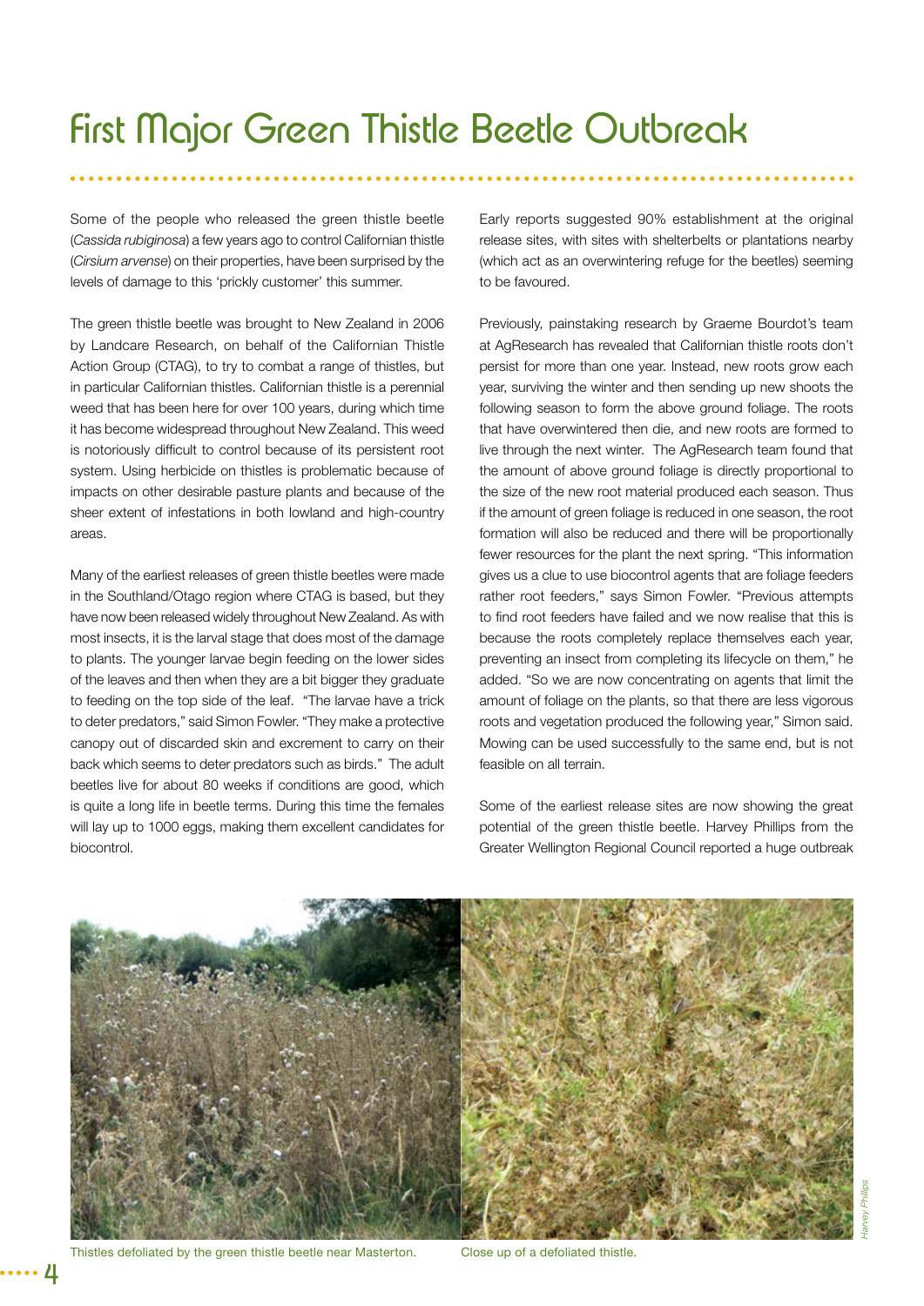# First Major Green Thistle Beetle Outbreak

Some of the people who released the green thistle beetle (*Cassida rubiginosa*) a few years ago to control Californian thistle (*Cirsium arvense*) on their properties, have been surprised by the levels of damage to this 'prickly customer' this summer.

The green thistle beetle was brought to New Zealand in 2006 by Landcare Research, on behalf of the Californian Thistle Action Group (CTAG), to try to combat a range of thistles, but in particular Californian thistles. Californian thistle is a perennial weed that has been here for over 100 years, during which time it has become widespread throughout New Zealand. This weed is notoriously difficult to control because of its persistent root system. Using herbicide on thistles is problematic because of impacts on other desirable pasture plants and because of the sheer extent of infestations in both lowland and high-country areas.

Many of the earliest releases of green thistle beetles were made in the Southland/Otago region where CTAG is based, but they have now been released widely throughout New Zealand. As with most insects, it is the larval stage that does most of the damage to plants. The younger larvae begin feeding on the lower sides of the leaves and then when they are a bit bigger they graduate to feeding on the top side of the leaf. "The larvae have a trick to deter predators," said Simon Fowler. "They make a protective canopy out of discarded skin and excrement to carry on their back which seems to deter predators such as birds." The adult beetles live for about 80 weeks if conditions are good, which is quite a long life in beetle terms. During this time the females will lay up to 1000 eggs, making them excellent candidates for biocontrol.

Early reports suggested 90% establishment at the original release sites, with sites with shelterbelts or plantations nearby (which act as an overwintering refuge for the beetles) seeming to be favoured.

Previously, painstaking research by Graeme Bourdot's team at AgResearch has revealed that Californian thistle roots don't persist for more than one year. Instead, new roots grow each year, surviving the winter and then sending up new shoots the following season to form the above ground foliage. The roots that have overwintered then die, and new roots are formed to live through the next winter. The AgResearch team found that the amount of above ground foliage is directly proportional to the size of the new root material produced each season. Thus if the amount of green foliage is reduced in one season, the root formation will also be reduced and there will be proportionally fewer resources for the plant the next spring. "This information gives us a clue to use biocontrol agents that are foliage feeders rather root feeders," says Simon Fowler. "Previous attempts to find root feeders have failed and we now realise that this is because the roots completely replace themselves each year, preventing an insect from completing its lifecycle on them," he added. "So we are now concentrating on agents that limit the amount of foliage on the plants, so that there are less vigorous roots and vegetation produced the following year," Simon said. Mowing can be used successfully to the same end, but is not feasible on all terrain.

Some of the earliest release sites are now showing the great potential of the green thistle beetle. Harvey Phillips from the Greater Wellington Regional Council reported a huge outbreak

Thistles defoliated by the green thistle beetle near Masterton.

Close up of a defoliated thistle.

Harvey Phillips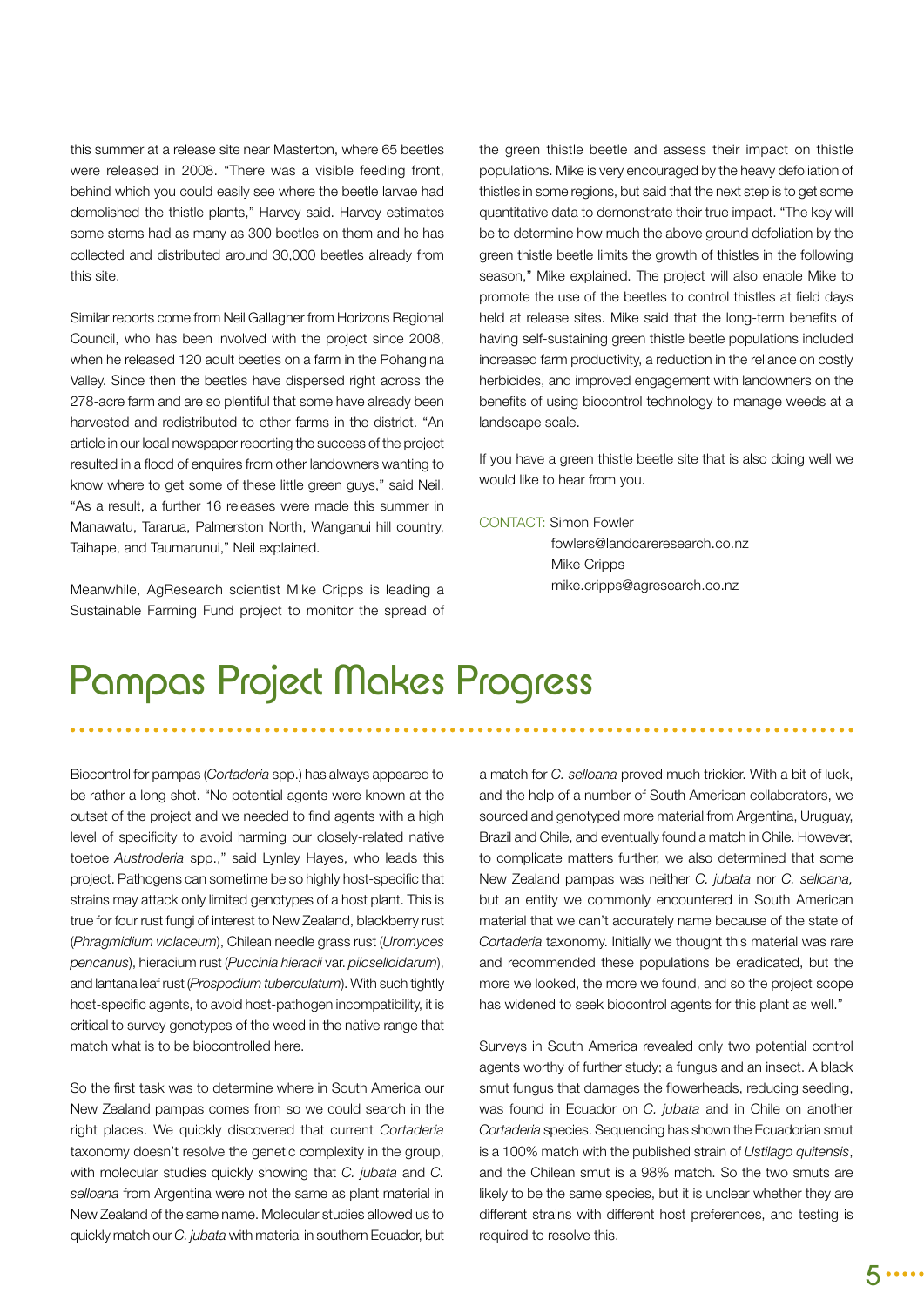this summer at a release site near Masterton, where 65 beetles were released in 2008. "There was a visible feeding front, behind which you could easily see where the beetle larvae had demolished the thistle plants," Harvey said. Harvey estimates some stems had as many as 300 beetles on them and he has collected and distributed around 30,000 beetles already from this site.

Similar reports come from Neil Gallagher from Horizons Regional Council, who has been involved with the project since 2008, when he released 120 adult beetles on a farm in the Pohangina Valley. Since then the beetles have dispersed right across the 278-acre farm and are so plentiful that some have already been harvested and redistributed to other farms in the district. "An article in our local newspaper reporting the success of the project resulted in a flood of enquires from other landowners wanting to know where to get some of these little green guys," said Neil. "As a result, a further 16 releases were made this summer in Manawatu, Tararua, Palmerston North, Wanganui hill country, Taihape, and Taumarunui," Neil explained.

Meanwhile, AgResearch scientist Mike Cripps is leading a Sustainable Farming Fund project to monitor the spread of the green thistle beetle and assess their impact on thistle populations. Mike is very encouraged by the heavy defoliation of thistles in some regions, but said that the next step is to get some quantitative data to demonstrate their true impact. "The key will be to determine how much the above ground defoliation by the green thistle beetle limits the growth of thistles in the following season," Mike explained. The project will also enable Mike to promote the use of the beetles to control thistles at field days held at release sites. Mike said that the long-term benefits of having self-sustaining green thistle beetle populations included increased farm productivity, a reduction in the reliance on costly herbicides, and improved engagement with landowners on the benefits of using biocontrol technology to manage weeds at a landscape scale.

If you have a green thistle beetle site that is also doing well we would like to hear from you.

CONTACT: Simon Fowler
fowlers@landcareresearch.co.nz
Mike Cripps
mike.cripps@agresearch.co.nz

# Pampas Project Makes Progress

Biocontrol for pampas (*Cortaderia* spp.) has always appeared to be rather a long shot. "No potential agents were known at the outset of the project and we needed to find agents with a high level of specificity to avoid harming our closely-related native toetoe *Austroderia* spp.," said Lynley Hayes, who leads this project. Pathogens can sometime be so highly host-specific that strains may attack only limited genotypes of a host plant. This is true for four rust fungi of interest to New Zealand, blackberry rust (*Phragmidium violaceum*), Chilean needle grass rust (*Uromyces pencanus*), hieracium rust (*Puccinia hieracii* var. *piloselloidarum*), and lantana leaf rust (*Prospodium tuberculatum*). With such tightly host-specific agents, to avoid host-pathogen incompatibility, it is critical to survey genotypes of the weed in the native range that match what is to be biocontrolled here.

So the first task was to determine where in South America our New Zealand pampas comes from so we could search in the right places. We quickly discovered that current *Cortaderia* taxonomy doesn't resolve the genetic complexity in the group, with molecular studies quickly showing that *C. jubata* and *C. selloana* from Argentina were not the same as plant material in New Zealand of the same name. Molecular studies allowed us to quickly match our *C. jubata* with material in southern Ecuador, but a match for *C. selloana* proved much trickier. With a bit of luck, and the help of a number of South American collaborators, we sourced and genotyped more material from Argentina, Uruguay, Brazil and Chile, and eventually found a match in Chile. However, to complicate matters further, we also determined that some New Zealand pampas was neither *C. jubata* nor *C. selloana,* but an entity we commonly encountered in South American material that we can't accurately name because of the state of *Cortaderia* taxonomy. Initially we thought this material was rare and recommended these populations be eradicated, but the more we looked, the more we found, and so the project scope has widened to seek biocontrol agents for this plant as well."

Surveys in South America revealed only two potential control agents worthy of further study; a fungus and an insect. A black smut fungus that damages the flowerheads, reducing seeding, was found in Ecuador on *C. jubata* and in Chile on another *Cortaderia* species. Sequencing has shown the Ecuadorian smut is a 100% match with the published strain of *Ustilago quitensis*, and the Chilean smut is a 98% match. So the two smuts are likely to be the same species, but it is unclear whether they are different strains with different host preferences, and testing is required to resolve this.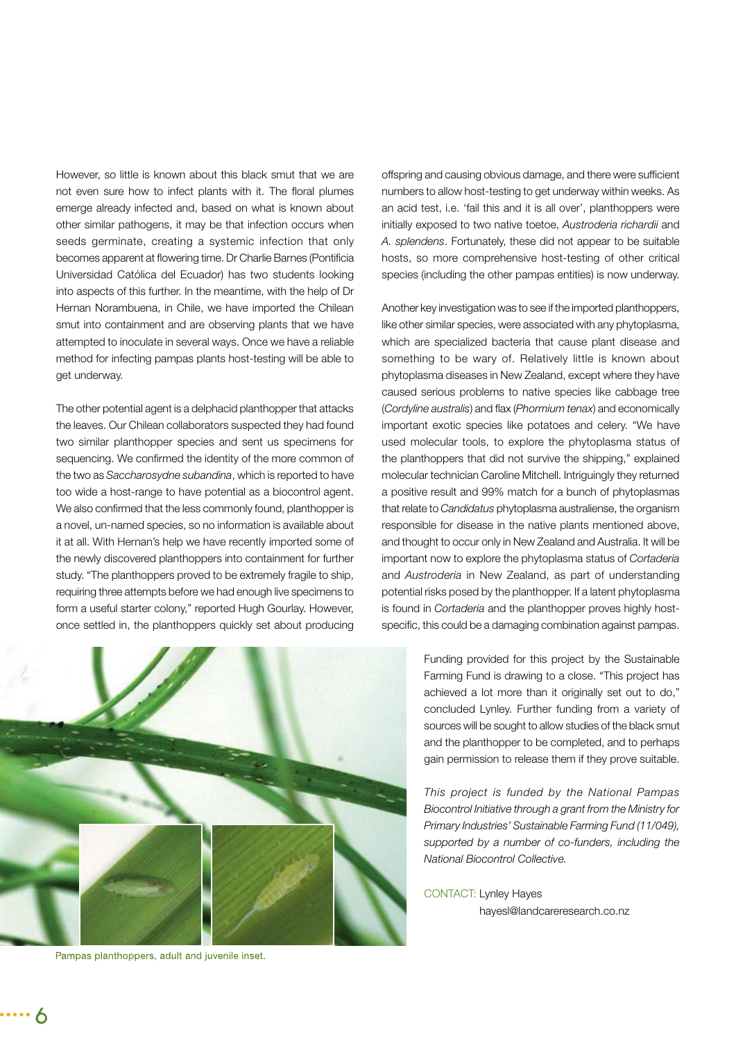However, so little is known about this black smut that we are not even sure how to infect plants with it. The floral plumes emerge already infected and, based on what is known about other similar pathogens, it may be that infection occurs when seeds germinate, creating a systemic infection that only becomes apparent at flowering time. Dr Charlie Barnes (Pontificia Universidad Católica del Ecuador) has two students looking into aspects of this further. In the meantime, with the help of Dr Hernan Norambuena, in Chile, we have imported the Chilean smut into containment and are observing plants that we have attempted to inoculate in several ways. Once we have a reliable method for infecting pampas plants host-testing will be able to get underway.

The other potential agent is a delphacid planthopper that attacks the leaves. Our Chilean collaborators suspected they had found two similar planthopper species and sent us specimens for sequencing. We confirmed the identity of the more common of the two as *Saccharosydne subandina*, which is reported to have too wide a host-range to have potential as a biocontrol agent. We also confirmed that the less commonly found, planthopper is a novel, un-named species, so no information is available about it at all. With Hernan's help we have recently imported some of the newly discovered planthoppers into containment for further study. "The planthoppers proved to be extremely fragile to ship, requiring three attempts before we had enough live specimens to form a useful starter colony," reported Hugh Gourlay. However, once settled in, the planthoppers quickly set about producing offspring and causing obvious damage, and there were sufficient numbers to allow host-testing to get underway within weeks. As an acid test, i.e. 'fail this and it is all over', planthoppers were initially exposed to two native toetoe, *Austroderia richardii* and *A. splendens*. Fortunately, these did not appear to be suitable hosts, so more comprehensive host-testing of other critical species (including the other pampas entities) is now underway.

Another key investigation was to see if the imported planthoppers, like other similar species, were associated with any phytoplasma, which are specialized bacteria that cause plant disease and something to be wary of. Relatively little is known about phytoplasma diseases in New Zealand, except where they have caused serious problems to native species like cabbage tree (*Cordyline australis*) and flax (*Phormium tenax*) and economically important exotic species like potatoes and celery. "We have used molecular tools, to explore the phytoplasma status of the planthoppers that did not survive the shipping," explained molecular technician Caroline Mitchell. Intriguingly they returned a positive result and 99% match for a bunch of phytoplasmas that relate to *Candidatus* phytoplasma australiense, the organism responsible for disease in the native plants mentioned above, and thought to occur only in New Zealand and Australia. It will be important now to explore the phytoplasma status of *Cortaderia* and *Austroderia* in New Zealand, as part of understanding potential risks posed by the planthopper. If a latent phytoplasma is found in *Cortaderia* and the planthopper proves highly host-specific, this could be a damaging combination against pampas.

Pampas planthoppers, adult and juvenile inset.

Funding provided for this project by the Sustainable Farming Fund is drawing to a close. "This project has achieved a lot more than it originally set out to do," concluded Lynley. Further funding from a variety of sources will be sought to allow studies of the black smut and the planthopper to be completed, and to perhaps gain permission to release them if they prove suitable.

*This project is funded by the National Pampas Biocontrol Initiative through a grant from the Ministry for Primary Industries' Sustainable Farming Fund (11/049), supported by a number of co-funders, including the National Biocontrol Collective.*

CONTACT: Lynley Hayes
hayesl@landcareresearch.co.nz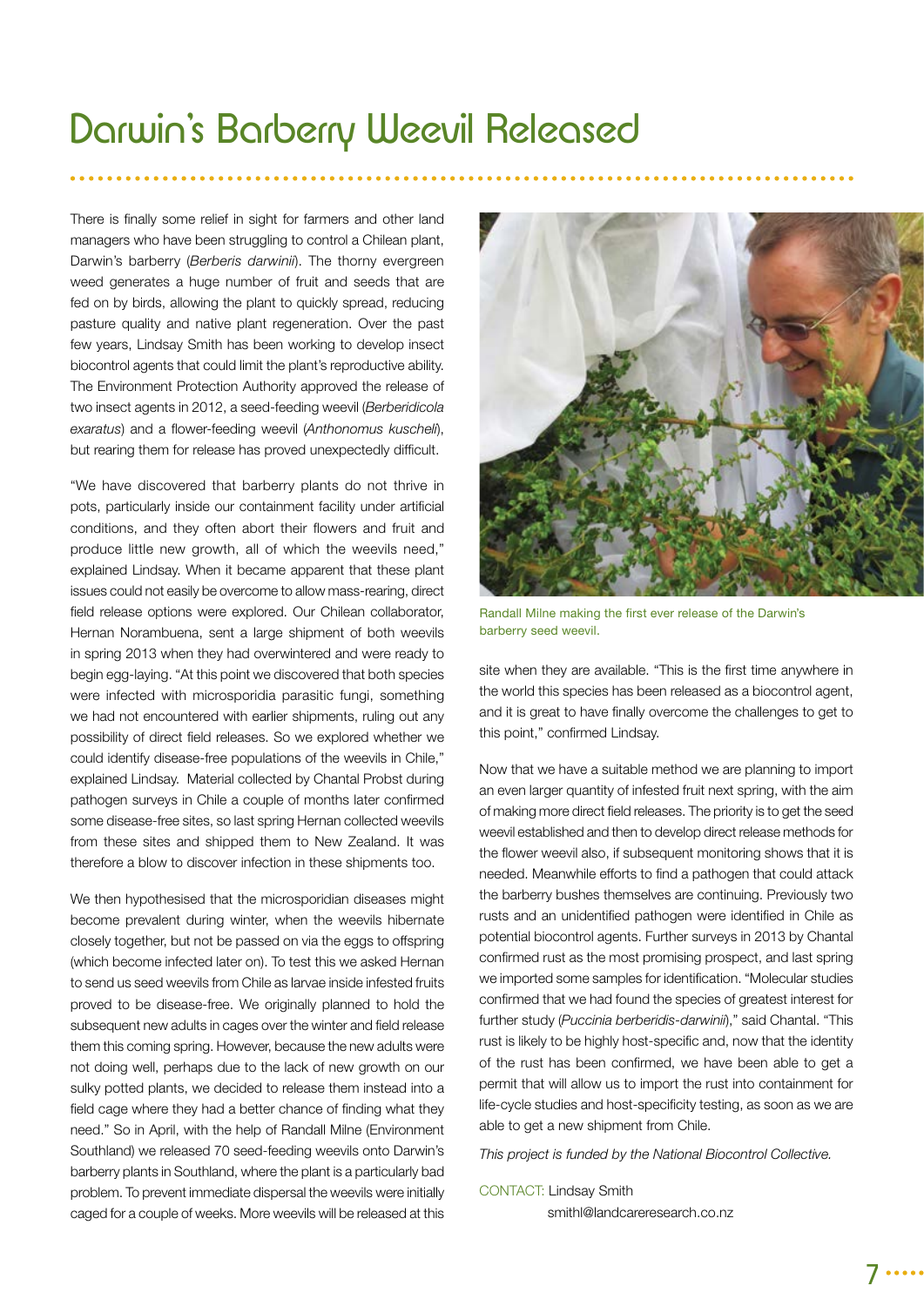# Darwin's Barberry Weevil Released

There is finally some relief in sight for farmers and other land managers who have been struggling to control a Chilean plant, Darwin's barberry (*Berberis darwinii*). The thorny evergreen weed generates a huge number of fruit and seeds that are fed on by birds, allowing the plant to quickly spread, reducing pasture quality and native plant regeneration. Over the past few years, Lindsay Smith has been working to develop insect biocontrol agents that could limit the plant's reproductive ability. The Environment Protection Authority approved the release of two insect agents in 2012, a seed-feeding weevil (*Berberidicola exaratus*) and a flower-feeding weevil (*Anthonomus kuscheli*), but rearing them for release has proved unexpectedly difficult.

"We have discovered that barberry plants do not thrive in pots, particularly inside our containment facility under artificial conditions, and they often abort their flowers and fruit and produce little new growth, all of which the weevils need," explained Lindsay. When it became apparent that these plant issues could not easily be overcome to allow mass-rearing, direct field release options were explored. Our Chilean collaborator, Hernan Norambuena, sent a large shipment of both weevils in spring 2013 when they had overwintered and were ready to begin egg-laying. "At this point we discovered that both species were infected with microsporidia parasitic fungi, something we had not encountered with earlier shipments, ruling out any possibility of direct field releases. So we explored whether we could identify disease-free populations of the weevils in Chile," explained Lindsay. Material collected by Chantal Probst during pathogen surveys in Chile a couple of months later confirmed some disease-free sites, so last spring Hernan collected weevils from these sites and shipped them to New Zealand. It was therefore a blow to discover infection in these shipments too.

We then hypothesised that the microsporidian diseases might become prevalent during winter, when the weevils hibernate closely together, but not be passed on via the eggs to offspring (which become infected later on). To test this we asked Hernan to send us seed weevils from Chile as larvae inside infested fruits proved to be disease-free. We originally planned to hold the subsequent new adults in cages over the winter and field release them this coming spring. However, because the new adults were not doing well, perhaps due to the lack of new growth on our sulky potted plants, we decided to release them instead into a field cage where they had a better chance of finding what they need." So in April, with the help of Randall Milne (Environment Southland) we released 70 seed-feeding weevils onto Darwin's barberry plants in Southland, where the plant is a particularly bad problem. To prevent immediate dispersal the weevils were initially caged for a couple of weeks. More weevils will be released at this site when they are available. "This is the first time anywhere in the world this species has been released as a biocontrol agent, and it is great to have finally overcome the challenges to get to this point," confirmed Lindsay.

Randall Milne making the first ever release of the Darwin's barberry seed weevil.

Now that we have a suitable method we are planning to import an even larger quantity of infested fruit next spring, with the aim of making more direct field releases. The priority is to get the seed weevil established and then to develop direct release methods for the flower weevil also, if subsequent monitoring shows that it is needed. Meanwhile efforts to find a pathogen that could attack the barberry bushes themselves are continuing. Previously two rusts and an unidentified pathogen were identified in Chile as potential biocontrol agents. Further surveys in 2013 by Chantal confirmed rust as the most promising prospect, and last spring we imported some samples for identification. "Molecular studies confirmed that we had found the species of greatest interest for further study (*Puccinia berberidis-darwinii*)," said Chantal. "This rust is likely to be highly host-specific and, now that the identity of the rust has been confirmed, we have been able to get a permit that will allow us to import the rust into containment for life-cycle studies and host-specificity testing, as soon as we are able to get a new shipment from Chile.

*This project is funded by the National Biocontrol Collective.*

CONTACT: Lindsay Smith
smithl@landcareresearch.co.nz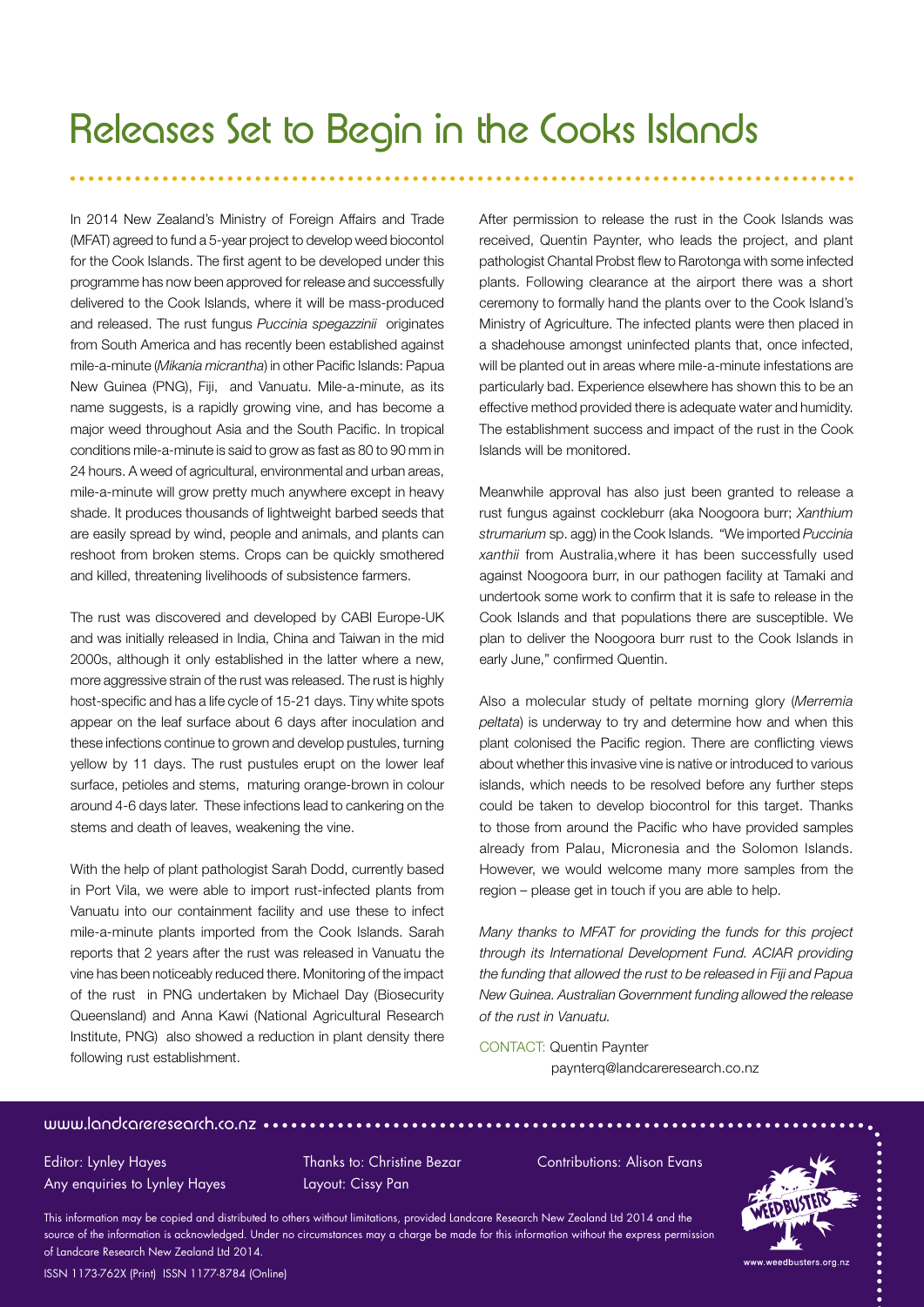# Releases Set to Begin in the Cooks Islands

In 2014 New Zealand's Ministry of Foreign Affairs and Trade (MFAT) agreed to fund a 5-year project to develop weed biocontol for the Cook Islands. The first agent to be developed under this programme has now been approved for release and successfully delivered to the Cook Islands, where it will be mass-produced and released. The rust fungus *Puccinia spegazzinii* originates from South America and has recently been established against mile-a-minute (*Mikania micrantha*) in other Pacific Islands: Papua New Guinea (PNG), Fiji, and Vanuatu. Mile-a-minute, as its name suggests, is a rapidly growing vine, and has become a major weed throughout Asia and the South Pacific. In tropical conditions mile-a-minute is said to grow as fast as 80 to 90 mm in 24 hours. A weed of agricultural, environmental and urban areas, mile-a-minute will grow pretty much anywhere except in heavy shade. It produces thousands of lightweight barbed seeds that are easily spread by wind, people and animals, and plants can reshoot from broken stems. Crops can be quickly smothered and killed, threatening livelihoods of subsistence farmers.

The rust was discovered and developed by CABI Europe-UK and was initially released in India, China and Taiwan in the mid 2000s, although it only established in the latter where a new, more aggressive strain of the rust was released. The rust is highly host-specific and has a life cycle of 15-21 days. Tiny white spots appear on the leaf surface about 6 days after inoculation and these infections continue to grown and develop pustules, turning yellow by 11 days. The rust pustules erupt on the lower leaf surface, petioles and stems, maturing orange-brown in colour around 4-6 days later. These infections lead to cankering on the stems and death of leaves, weakening the vine.

With the help of plant pathologist Sarah Dodd, currently based in Port Vila, we were able to import rust-infected plants from Vanuatu into our containment facility and use these to infect mile-a-minute plants imported from the Cook Islands. Sarah reports that 2 years after the rust was released in Vanuatu the vine has been noticeably reduced there. Monitoring of the impact of the rust in PNG undertaken by Michael Day (Biosecurity Queensland) and Anna Kawi (National Agricultural Research Institute, PNG) also showed a reduction in plant density there following rust establishment.

After permission to release the rust in the Cook Islands was received, Quentin Paynter, who leads the project, and plant pathologist Chantal Probst flew to Rarotonga with some infected plants. Following clearance at the airport there was a short ceremony to formally hand the plants over to the Cook Island's Ministry of Agriculture. The infected plants were then placed in a shadehouse amongst uninfected plants that, once infected, will be planted out in areas where mile-a-minute infestations are particularly bad. Experience elsewhere has shown this to be an effective method provided there is adequate water and humidity. The establishment success and impact of the rust in the Cook Islands will be monitored.

Meanwhile approval has also just been granted to release a rust fungus against cockleburr (aka Noogoora burr; *Xanthium strumarium* sp. agg) in the Cook Islands. "We imported *Puccinia xanthii* from Australia,where it has been successfully used against Noogoora burr, in our pathogen facility at Tamaki and undertook some work to confirm that it is safe to release in the Cook Islands and that populations there are susceptible. We plan to deliver the Noogoora burr rust to the Cook Islands in early June," confirmed Quentin.

Also a molecular study of peltate morning glory (*Merremia peltata*) is underway to try and determine how and when this plant colonised the Pacific region. There are conflicting views about whether this invasive vine is native or introduced to various islands, which needs to be resolved before any further steps could be taken to develop biocontrol for this target. Thanks to those from around the Pacific who have provided samples already from Palau, Micronesia and the Solomon Islands. However, we would welcome many more samples from the region – please get in touch if you are able to help.

*Many thanks to MFAT for providing the funds for this project through its International Development Fund. ACIAR providing the funding that allowed the rust to be released in Fiji and Papua New Guinea. Australian Government funding allowed the release of the rust in Vanuatu.*

CONTACT: Quentin Paynter
paynterq@landcareresearch.co.nz

www.landcareresearch.co.nz

Editor: Lynley Hayes
Any enquiries to Lynley Hayes

Thanks to: Christine Bezar
Layout: Cissy Pan

Contributions: Alison Evans

This information may be copied and distributed to others without limitations, provided Landcare Research New Zealand Ltd 2014 and the source of the information is acknowledged. Under no circumstances may a charge be made for this information without the express permission of Landcare Research New Zealand Ltd 2014.

ISSN 1173-762X (Print) ISSN 1177-8784 (Online)

www.weedbusters.org.nz